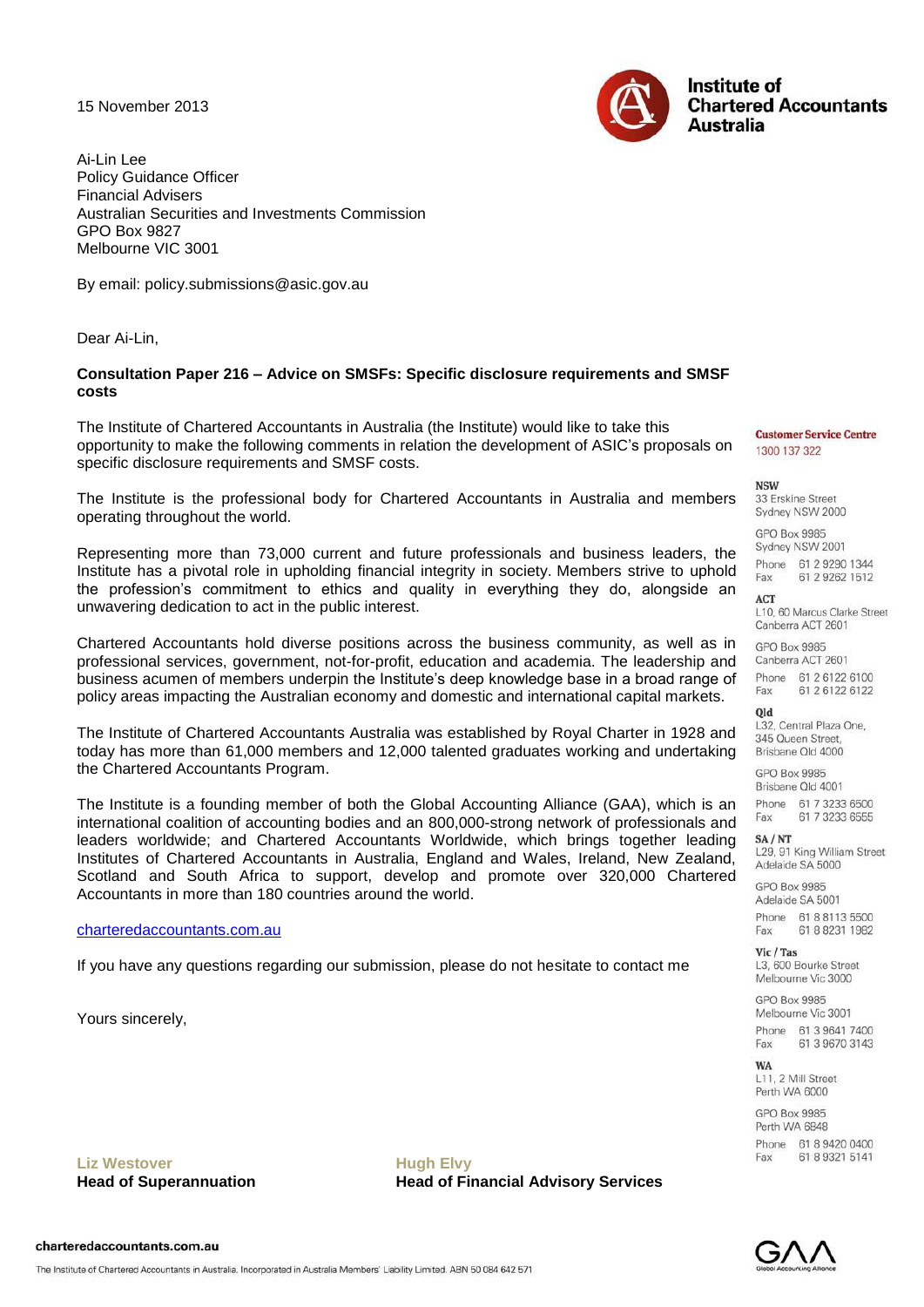15 November 2013

**Institute of Chartered Accountants Australia**

Ai-Lin Lee
Policy Guidance Officer
Financial Advisers
Australian Securities and Investments Commission
GPO Box 9827
Melbourne VIC 3001

By email: policy.submissions@asic.gov.au

Dear Ai-Lin,

**Consultation Paper 216 – Advice on SMSFs: Specific disclosure requirements and SMSF costs**

The Institute of Chartered Accountants in Australia (the Institute) would like to take this opportunity to make the following comments in relation the development of ASIC's proposals on specific disclosure requirements and SMSF costs.

The Institute is the professional body for Chartered Accountants in Australia and members operating throughout the world.

Representing more than 73,000 current and future professionals and business leaders, the Institute has a pivotal role in upholding financial integrity in society. Members strive to uphold the profession's commitment to ethics and quality in everything they do, alongside an unwavering dedication to act in the public interest.

Chartered Accountants hold diverse positions across the business community, as well as in professional services, government, not-for-profit, education and academia. The leadership and business acumen of members underpin the Institute's deep knowledge base in a broad range of policy areas impacting the Australian economy and domestic and international capital markets.

The Institute of Chartered Accountants Australia was established by Royal Charter in 1928 and today has more than 61,000 members and 12,000 talented graduates working and undertaking the Chartered Accountants Program.

The Institute is a founding member of both the Global Accounting Alliance (GAA), which is an international coalition of accounting bodies and an 800,000-strong network of professionals and leaders worldwide; and Chartered Accountants Worldwide, which brings together leading Institutes of Chartered Accountants in Australia, England and Wales, Ireland, New Zealand, Scotland and South Africa to support, develop and promote over 320,000 Chartered Accountants in more than 180 countries around the world.

charteredaccountants.com.au

If you have any questions regarding our submission, please do not hesitate to contact me

Yours sincerely,

Liz Westover
**Head of Superannuation**

Hugh Elvy
**Head of Financial Advisory Services**

**Customer Service Centre**
1300 137 322

**NSW**
33 Erskine Street
Sydney NSW 2000

GPO Box 9985
Sydney NSW 2001

Phone 61 2 9290 1344
Fax 61 2 9262 1512

**ACT**
L10, 60 Marcus Clarke Street
Canberra ACT 2601

GPO Box 9985
Canberra ACT 2601

Phone 61 2 6122 6100
Fax 61 2 6122 6122

**Qld**
L32, Central Plaza One,
345 Queen Street,
Brisbane Qld 4000

GPO Box 9985
Brisbane Qld 4001

Phone 61 7 3233 6500
Fax 61 7 3233 6555

**SA / NT**
L29, 91 King William Street
Adelaide SA 5000

GPO Box 9985
Adelaide SA 5001

Phone 61 8 8113 5500
Fax 61 8 8231 1982

**Vic / Tas**
L3, 600 Bourke Street
Melbourne Vic 3000

GPO Box 9985
Melbourne Vic 3001

Phone 61 3 9641 7400
Fax 61 3 9670 3143

**WA**
L11, 2 Mill Street
Perth WA 6000

GPO Box 9985
Perth WA 6848

Phone 61 8 9420 0400
Fax 61 8 9321 5141

charteredaccountants.com.au

The Institute of Chartered Accountants in Australia. Incorporated in Australia Members' Liability Limited. ABN 50 084 642 571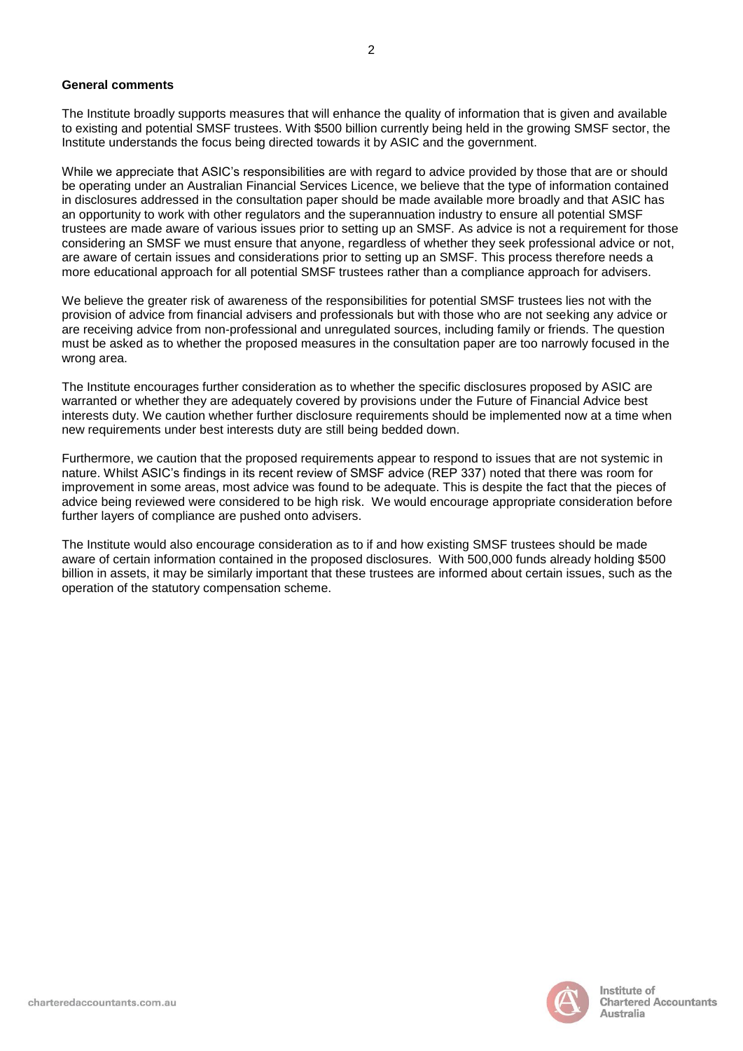**General comments**

The Institute broadly supports measures that will enhance the quality of information that is given and available to existing and potential SMSF trustees. With $500 billion currently being held in the growing SMSF sector, the Institute understands the focus being directed towards it by ASIC and the government.

While we appreciate that ASIC's responsibilities are with regard to advice provided by those that are or should be operating under an Australian Financial Services Licence, we believe that the type of information contained in disclosures addressed in the consultation paper should be made available more broadly and that ASIC has an opportunity to work with other regulators and the superannuation industry to ensure all potential SMSF trustees are made aware of various issues prior to setting up an SMSF. As advice is not a requirement for those considering an SMSF we must ensure that anyone, regardless of whether they seek professional advice or not, are aware of certain issues and considerations prior to setting up an SMSF. This process therefore needs a more educational approach for all potential SMSF trustees rather than a compliance approach for advisers.

We believe the greater risk of awareness of the responsibilities for potential SMSF trustees lies not with the provision of advice from financial advisers and professionals but with those who are not seeking any advice or are receiving advice from non-professional and unregulated sources, including family or friends. The question must be asked as to whether the proposed measures in the consultation paper are too narrowly focused in the wrong area.

The Institute encourages further consideration as to whether the specific disclosures proposed by ASIC are warranted or whether they are adequately covered by provisions under the Future of Financial Advice best interests duty. We caution whether further disclosure requirements should be implemented now at a time when new requirements under best interests duty are still being bedded down.

Furthermore, we caution that the proposed requirements appear to respond to issues that are not systemic in nature. Whilst ASIC's findings in its recent review of SMSF advice (REP 337) noted that there was room for improvement in some areas, most advice was found to be adequate. This is despite the fact that the pieces of advice being reviewed were considered to be high risk. We would encourage appropriate consideration before further layers of compliance are pushed onto advisers.

The Institute would also encourage consideration as to if and how existing SMSF trustees should be made aware of certain information contained in the proposed disclosures. With 500,000 funds already holding $500 billion in assets, it may be similarly important that these trustees are informed about certain issues, such as the operation of the statutory compensation scheme.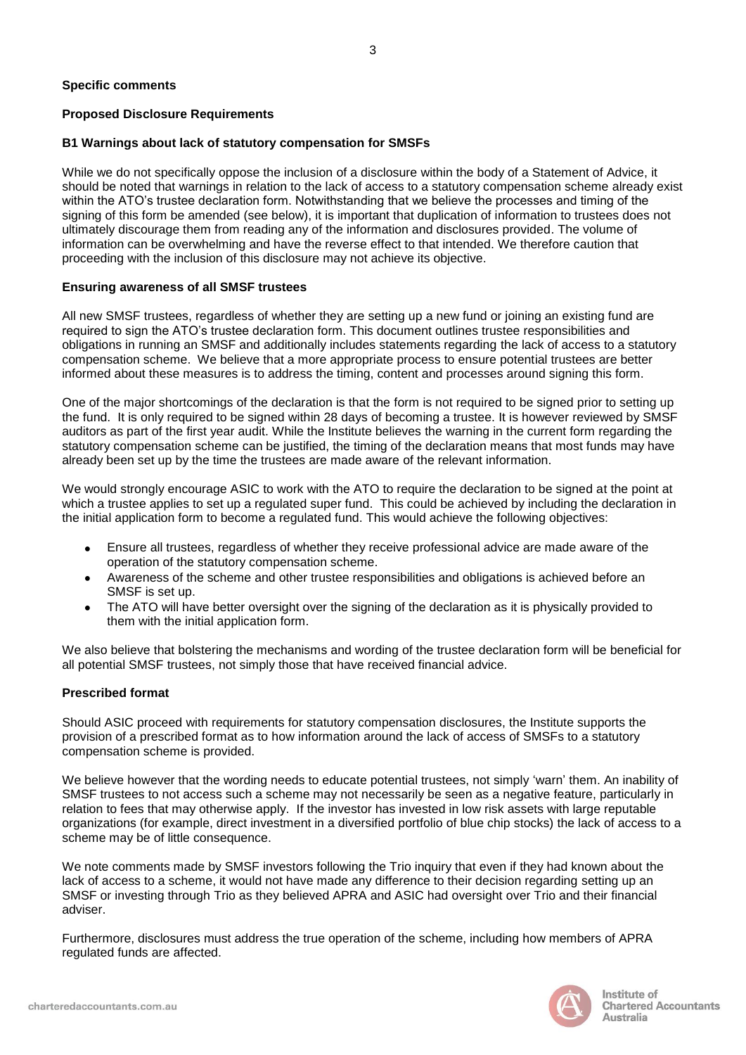**Specific comments**

**Proposed Disclosure Requirements**

**B1 Warnings about lack of statutory compensation for SMSFs**

While we do not specifically oppose the inclusion of a disclosure within the body of a Statement of Advice, it should be noted that warnings in relation to the lack of access to a statutory compensation scheme already exist within the ATO's trustee declaration form. Notwithstanding that we believe the processes and timing of the signing of this form be amended (see below), it is important that duplication of information to trustees does not ultimately discourage them from reading any of the information and disclosures provided. The volume of information can be overwhelming and have the reverse effect to that intended. We therefore caution that proceeding with the inclusion of this disclosure may not achieve its objective.

**Ensuring awareness of all SMSF trustees**

All new SMSF trustees, regardless of whether they are setting up a new fund or joining an existing fund are required to sign the ATO's trustee declaration form. This document outlines trustee responsibilities and obligations in running an SMSF and additionally includes statements regarding the lack of access to a statutory compensation scheme. We believe that a more appropriate process to ensure potential trustees are better informed about these measures is to address the timing, content and processes around signing this form.

One of the major shortcomings of the declaration is that the form is not required to be signed prior to setting up the fund. It is only required to be signed within 28 days of becoming a trustee. It is however reviewed by SMSF auditors as part of the first year audit. While the Institute believes the warning in the current form regarding the statutory compensation scheme can be justified, the timing of the declaration means that most funds may have already been set up by the time the trustees are made aware of the relevant information.

We would strongly encourage ASIC to work with the ATO to require the declaration to be signed at the point at which a trustee applies to set up a regulated super fund. This could be achieved by including the declaration in the initial application form to become a regulated fund. This would achieve the following objectives:

- Ensure all trustees, regardless of whether they receive professional advice are made aware of the operation of the statutory compensation scheme.
- Awareness of the scheme and other trustee responsibilities and obligations is achieved before an SMSF is set up.
- The ATO will have better oversight over the signing of the declaration as it is physically provided to them with the initial application form.

We also believe that bolstering the mechanisms and wording of the trustee declaration form will be beneficial for all potential SMSF trustees, not simply those that have received financial advice.

**Prescribed format**

Should ASIC proceed with requirements for statutory compensation disclosures, the Institute supports the provision of a prescribed format as to how information around the lack of access of SMSFs to a statutory compensation scheme is provided.

We believe however that the wording needs to educate potential trustees, not simply 'warn' them. An inability of SMSF trustees to not access such a scheme may not necessarily be seen as a negative feature, particularly in relation to fees that may otherwise apply. If the investor has invested in low risk assets with large reputable organizations (for example, direct investment in a diversified portfolio of blue chip stocks) the lack of access to a scheme may be of little consequence.

We note comments made by SMSF investors following the Trio inquiry that even if they had known about the lack of access to a scheme, it would not have made any difference to their decision regarding setting up an SMSF or investing through Trio as they believed APRA and ASIC had oversight over Trio and their financial adviser.

Furthermore, disclosures must address the true operation of the scheme, including how members of APRA regulated funds are affected.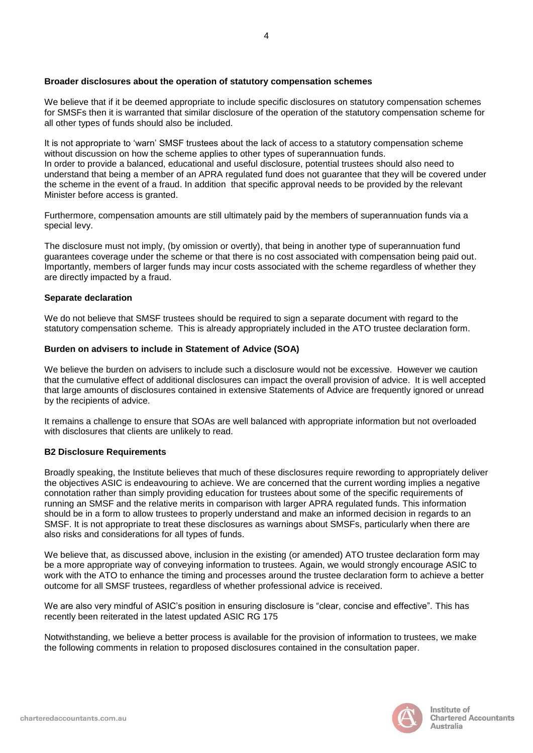**Broader disclosures about the operation of statutory compensation schemes**

We believe that if it be deemed appropriate to include specific disclosures on statutory compensation schemes for SMSFs then it is warranted that similar disclosure of the operation of the statutory compensation scheme for all other types of funds should also be included.

It is not appropriate to 'warn' SMSF trustees about the lack of access to a statutory compensation scheme without discussion on how the scheme applies to other types of superannuation funds.
In order to provide a balanced, educational and useful disclosure, potential trustees should also need to understand that being a member of an APRA regulated fund does not guarantee that they will be covered under the scheme in the event of a fraud. In addition that specific approval needs to be provided by the relevant Minister before access is granted.

Furthermore, compensation amounts are still ultimately paid by the members of superannuation funds via a special levy.

The disclosure must not imply, (by omission or overtly), that being in another type of superannuation fund guarantees coverage under the scheme or that there is no cost associated with compensation being paid out. Importantly, members of larger funds may incur costs associated with the scheme regardless of whether they are directly impacted by a fraud.

**Separate declaration**

We do not believe that SMSF trustees should be required to sign a separate document with regard to the statutory compensation scheme. This is already appropriately included in the ATO trustee declaration form.

**Burden on advisers to include in Statement of Advice (SOA)**

We believe the burden on advisers to include such a disclosure would not be excessive. However we caution that the cumulative effect of additional disclosures can impact the overall provision of advice. It is well accepted that large amounts of disclosures contained in extensive Statements of Advice are frequently ignored or unread by the recipients of advice.

It remains a challenge to ensure that SOAs are well balanced with appropriate information but not overloaded with disclosures that clients are unlikely to read.

**B2 Disclosure Requirements**

Broadly speaking, the Institute believes that much of these disclosures require rewording to appropriately deliver the objectives ASIC is endeavouring to achieve. We are concerned that the current wording implies a negative connotation rather than simply providing education for trustees about some of the specific requirements of running an SMSF and the relative merits in comparison with larger APRA regulated funds. This information should be in a form to allow trustees to properly understand and make an informed decision in regards to an SMSF. It is not appropriate to treat these disclosures as warnings about SMSFs, particularly when there are also risks and considerations for all types of funds.

We believe that, as discussed above, inclusion in the existing (or amended) ATO trustee declaration form may be a more appropriate way of conveying information to trustees. Again, we would strongly encourage ASIC to work with the ATO to enhance the timing and processes around the trustee declaration form to achieve a better outcome for all SMSF trustees, regardless of whether professional advice is received.

We are also very mindful of ASIC's position in ensuring disclosure is "clear, concise and effective". This has recently been reiterated in the latest updated ASIC RG 175

Notwithstanding, we believe a better process is available for the provision of information to trustees, we make the following comments in relation to proposed disclosures contained in the consultation paper.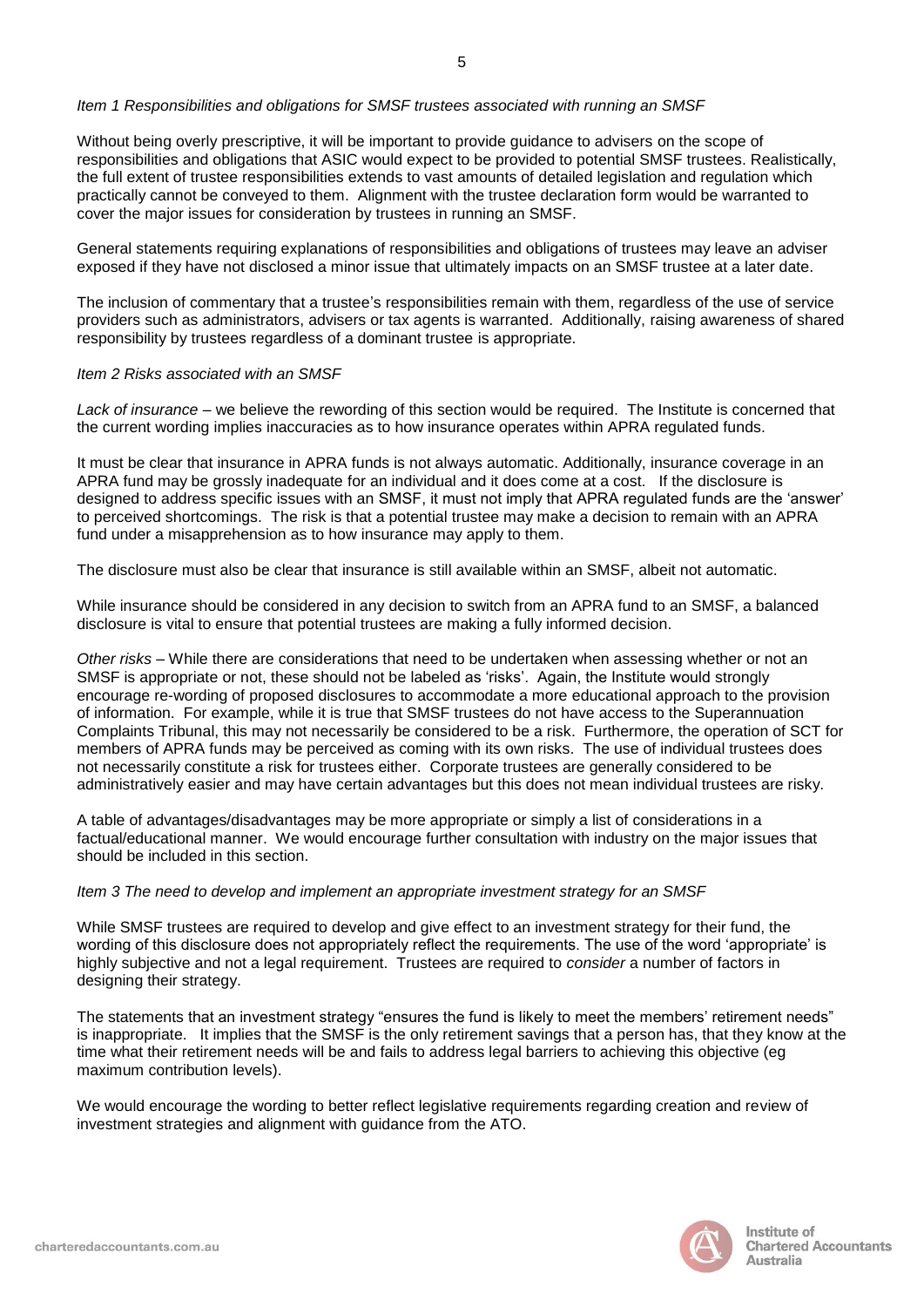*Item 1 Responsibilities and obligations for SMSF trustees associated with running an SMSF*

Without being overly prescriptive, it will be important to provide guidance to advisers on the scope of responsibilities and obligations that ASIC would expect to be provided to potential SMSF trustees. Realistically, the full extent of trustee responsibilities extends to vast amounts of detailed legislation and regulation which practically cannot be conveyed to them. Alignment with the trustee declaration form would be warranted to cover the major issues for consideration by trustees in running an SMSF.

General statements requiring explanations of responsibilities and obligations of trustees may leave an adviser exposed if they have not disclosed a minor issue that ultimately impacts on an SMSF trustee at a later date.

The inclusion of commentary that a trustee's responsibilities remain with them, regardless of the use of service providers such as administrators, advisers or tax agents is warranted. Additionally, raising awareness of shared responsibility by trustees regardless of a dominant trustee is appropriate.

*Item 2 Risks associated with an SMSF*

*Lack of insurance* – we believe the rewording of this section would be required. The Institute is concerned that the current wording implies inaccuracies as to how insurance operates within APRA regulated funds.

It must be clear that insurance in APRA funds is not always automatic. Additionally, insurance coverage in an APRA fund may be grossly inadequate for an individual and it does come at a cost. If the disclosure is designed to address specific issues with an SMSF, it must not imply that APRA regulated funds are the 'answer' to perceived shortcomings. The risk is that a potential trustee may make a decision to remain with an APRA fund under a misapprehension as to how insurance may apply to them.

The disclosure must also be clear that insurance is still available within an SMSF, albeit not automatic.

While insurance should be considered in any decision to switch from an APRA fund to an SMSF, a balanced disclosure is vital to ensure that potential trustees are making a fully informed decision.

*Other risks* – While there are considerations that need to be undertaken when assessing whether or not an SMSF is appropriate or not, these should not be labeled as 'risks'. Again, the Institute would strongly encourage re-wording of proposed disclosures to accommodate a more educational approach to the provision of information. For example, while it is true that SMSF trustees do not have access to the Superannuation Complaints Tribunal, this may not necessarily be considered to be a risk. Furthermore, the operation of SCT for members of APRA funds may be perceived as coming with its own risks. The use of individual trustees does not necessarily constitute a risk for trustees either. Corporate trustees are generally considered to be administratively easier and may have certain advantages but this does not mean individual trustees are risky.

A table of advantages/disadvantages may be more appropriate or simply a list of considerations in a factual/educational manner. We would encourage further consultation with industry on the major issues that should be included in this section.

*Item 3 The need to develop and implement an appropriate investment strategy for an SMSF*

While SMSF trustees are required to develop and give effect to an investment strategy for their fund, the wording of this disclosure does not appropriately reflect the requirements. The use of the word 'appropriate' is highly subjective and not a legal requirement. Trustees are required to *consider* a number of factors in designing their strategy.

The statements that an investment strategy "ensures the fund is likely to meet the members' retirement needs" is inappropriate. It implies that the SMSF is the only retirement savings that a person has, that they know at the time what their retirement needs will be and fails to address legal barriers to achieving this objective (eg maximum contribution levels).

We would encourage the wording to better reflect legislative requirements regarding creation and review of investment strategies and alignment with guidance from the ATO.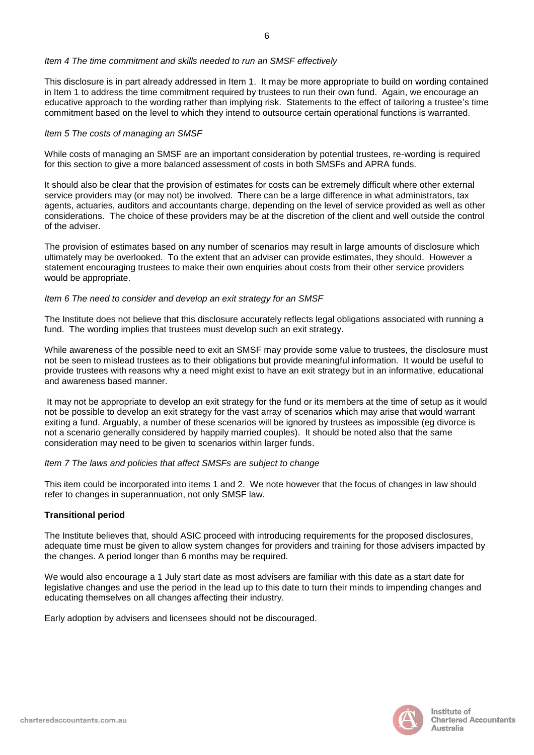*Item 4 The time commitment and skills needed to run an SMSF effectively*

This disclosure is in part already addressed in Item 1. It may be more appropriate to build on wording contained in Item 1 to address the time commitment required by trustees to run their own fund. Again, we encourage an educative approach to the wording rather than implying risk. Statements to the effect of tailoring a trustee's time commitment based on the level to which they intend to outsource certain operational functions is warranted.

*Item 5 The costs of managing an SMSF*

While costs of managing an SMSF are an important consideration by potential trustees, re-wording is required for this section to give a more balanced assessment of costs in both SMSFs and APRA funds.

It should also be clear that the provision of estimates for costs can be extremely difficult where other external service providers may (or may not) be involved. There can be a large difference in what administrators, tax agents, actuaries, auditors and accountants charge, depending on the level of service provided as well as other considerations. The choice of these providers may be at the discretion of the client and well outside the control of the adviser.

The provision of estimates based on any number of scenarios may result in large amounts of disclosure which ultimately may be overlooked. To the extent that an adviser can provide estimates, they should. However a statement encouraging trustees to make their own enquiries about costs from their other service providers would be appropriate.

*Item 6 The need to consider and develop an exit strategy for an SMSF*

The Institute does not believe that this disclosure accurately reflects legal obligations associated with running a fund. The wording implies that trustees must develop such an exit strategy.

While awareness of the possible need to exit an SMSF may provide some value to trustees, the disclosure must not be seen to mislead trustees as to their obligations but provide meaningful information. It would be useful to provide trustees with reasons why a need might exist to have an exit strategy but in an informative, educational and awareness based manner.

It may not be appropriate to develop an exit strategy for the fund or its members at the time of setup as it would not be possible to develop an exit strategy for the vast array of scenarios which may arise that would warrant exiting a fund. Arguably, a number of these scenarios will be ignored by trustees as impossible (eg divorce is not a scenario generally considered by happily married couples). It should be noted also that the same consideration may need to be given to scenarios within larger funds.

*Item 7 The laws and policies that affect SMSFs are subject to change*

This item could be incorporated into items 1 and 2. We note however that the focus of changes in law should refer to changes in superannuation, not only SMSF law.

**Transitional period**

The Institute believes that, should ASIC proceed with introducing requirements for the proposed disclosures, adequate time must be given to allow system changes for providers and training for those advisers impacted by the changes. A period longer than 6 months may be required.

We would also encourage a 1 July start date as most advisers are familiar with this date as a start date for legislative changes and use the period in the lead up to this date to turn their minds to impending changes and educating themselves on all changes affecting their industry.

Early adoption by advisers and licensees should not be discouraged.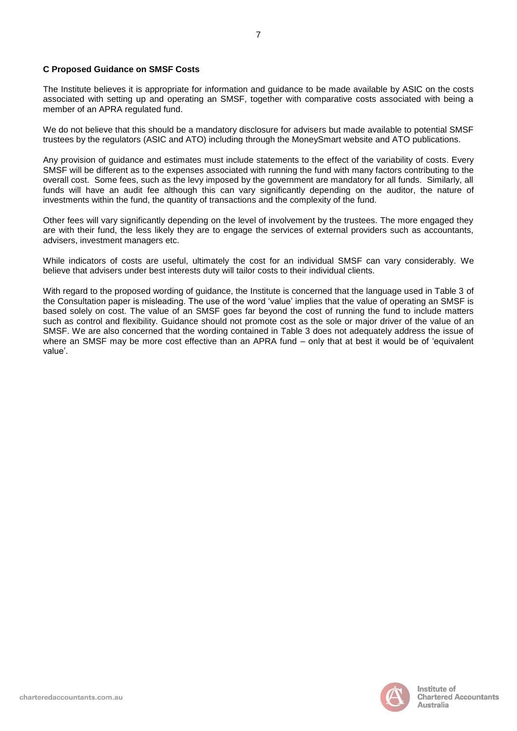**C Proposed Guidance on SMSF Costs**

The Institute believes it is appropriate for information and guidance to be made available by ASIC on the costs associated with setting up and operating an SMSF, together with comparative costs associated with being a member of an APRA regulated fund.

We do not believe that this should be a mandatory disclosure for advisers but made available to potential SMSF trustees by the regulators (ASIC and ATO) including through the MoneySmart website and ATO publications.

Any provision of guidance and estimates must include statements to the effect of the variability of costs. Every SMSF will be different as to the expenses associated with running the fund with many factors contributing to the overall cost. Some fees, such as the levy imposed by the government are mandatory for all funds. Similarly, all funds will have an audit fee although this can vary significantly depending on the auditor, the nature of investments within the fund, the quantity of transactions and the complexity of the fund.

Other fees will vary significantly depending on the level of involvement by the trustees. The more engaged they are with their fund, the less likely they are to engage the services of external providers such as accountants, advisers, investment managers etc.

While indicators of costs are useful, ultimately the cost for an individual SMSF can vary considerably. We believe that advisers under best interests duty will tailor costs to their individual clients.

With regard to the proposed wording of guidance, the Institute is concerned that the language used in Table 3 of the Consultation paper is misleading. The use of the word 'value' implies that the value of operating an SMSF is based solely on cost. The value of an SMSF goes far beyond the cost of running the fund to include matters such as control and flexibility. Guidance should not promote cost as the sole or major driver of the value of an SMSF. We are also concerned that the wording contained in Table 3 does not adequately address the issue of where an SMSF may be more cost effective than an APRA fund – only that at best it would be of 'equivalent value'.